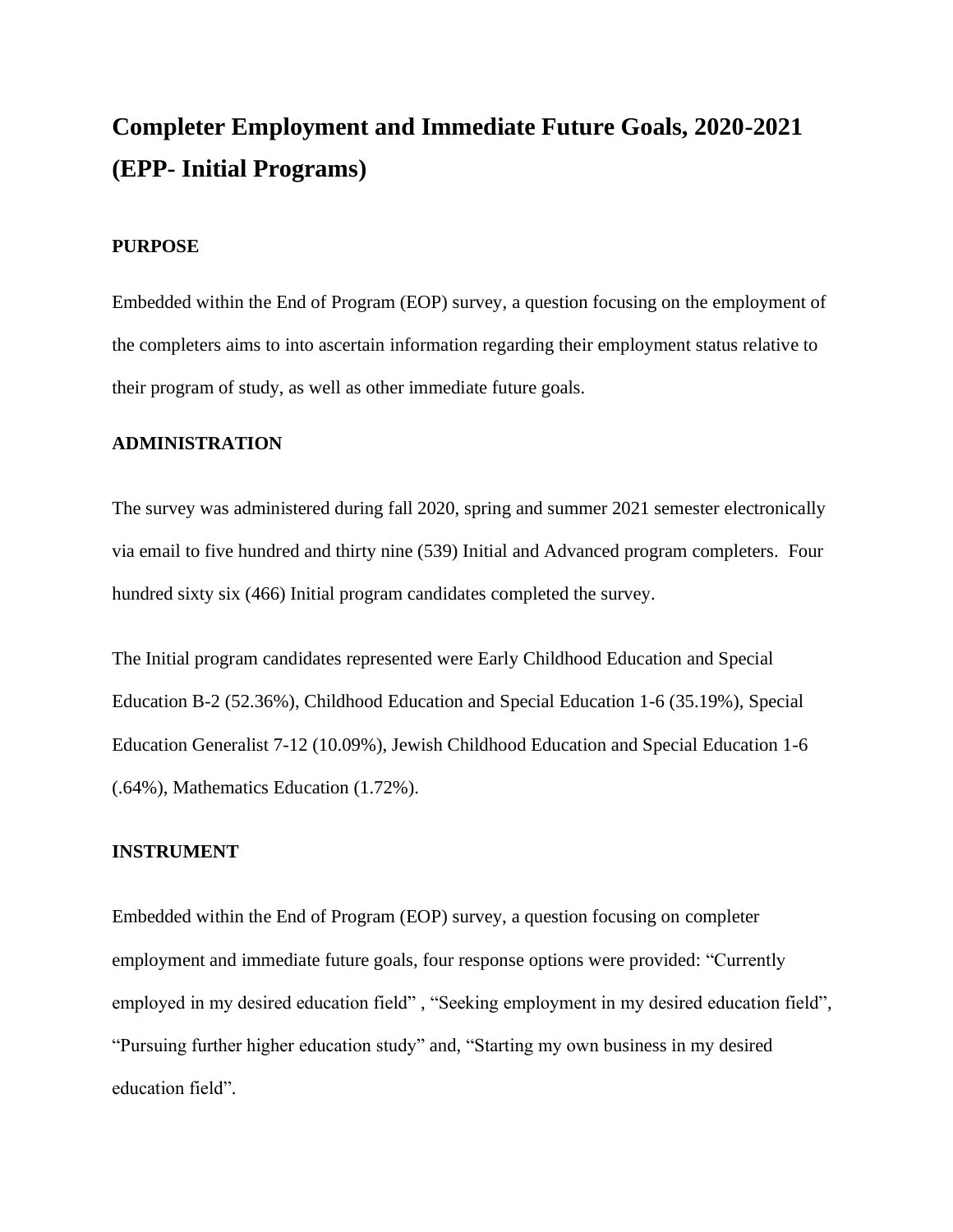# Completer Employment and Immediate Future Goals, 2020-2021 (EPP- Initial Programs)

## PURPOSE

Embedded within the End of Program (EOP) survey, a question focusing on the employment of the completers aims to into ascertain information regarding their employment status relative to their program of study, as well as other immediate future goals.

## ADMINISTRATION

The survey was administered during fall 2020, spring and summer 2021 semester electronically via email to five hundred and thirty nine (539) Initial and Advanced program completers. Four hundred sixty six (466) Initial program candidates completed the survey.

The Initial program candidates represented were Early Childhood Education and Special Education B-2 (52.36%), Childhood Education and Special Education 1-6 (35.19%), Special Education Generalist 7-12 (10.09%), Jewish Childhood Education and Special Education 1-6 (.64%), Mathematics Education (1.72%).

## INSTRUMENT

Embedded within the End of Program (EOP) survey, a question focusing on completer employment and immediate future goals, four response options were provided: "Currently employed in my desired education field" , "Seeking employment in my desired education field", "Pursuing further higher education study" and, "Starting my own business in my desired education field".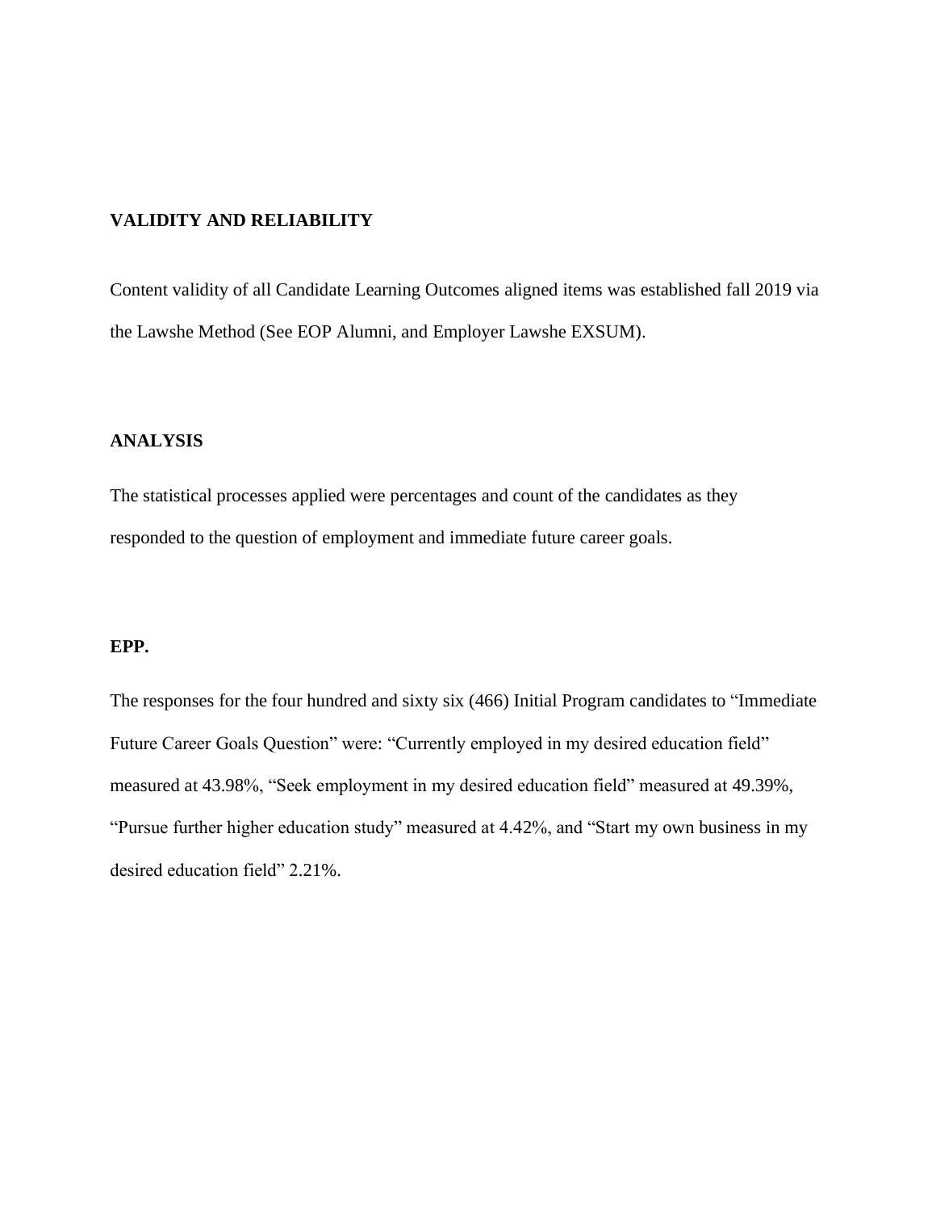**VALIDITY AND RELIABILITY**

Content validity of all Candidate Learning Outcomes aligned items was established fall 2019 via the Lawshe Method (See EOP Alumni, and Employer Lawshe EXSUM).

**ANALYSIS**

The statistical processes applied were percentages and count of the candidates as they responded to the question of employment and immediate future career goals.

**EPP.**

The responses for the four hundred and sixty six (466) Initial Program candidates to "Immediate Future Career Goals Question" were: "Currently employed in my desired education field" measured at 43.98%, "Seek employment in my desired education field" measured at 49.39%, "Pursue further higher education study" measured at 4.42%, and "Start my own business in my desired education field" 2.21%.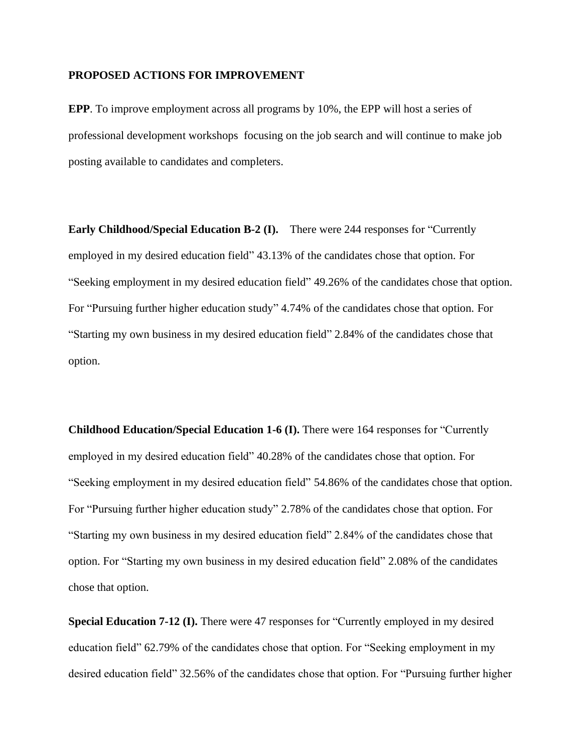**PROPOSED ACTIONS FOR IMPROVEMENT**

**EPP**. To improve employment across all programs by 10%, the EPP will host a series of professional development workshops focusing on the job search and will continue to make job posting available to candidates and completers.

**Early Childhood/Special Education B-2 (I).** There were 244 responses for "Currently employed in my desired education field" 43.13% of the candidates chose that option. For "Seeking employment in my desired education field" 49.26% of the candidates chose that option. For "Pursuing further higher education study" 4.74% of the candidates chose that option. For "Starting my own business in my desired education field" 2.84% of the candidates chose that option.

**Childhood Education/Special Education 1-6 (I).** There were 164 responses for "Currently employed in my desired education field" 40.28% of the candidates chose that option. For "Seeking employment in my desired education field" 54.86% of the candidates chose that option. For "Pursuing further higher education study" 2.78% of the candidates chose that option. For "Starting my own business in my desired education field" 2.84% of the candidates chose that option. For "Starting my own business in my desired education field" 2.08% of the candidates chose that option.

**Special Education 7-12 (I).** There were 47 responses for "Currently employed in my desired education field" 62.79% of the candidates chose that option. For "Seeking employment in my desired education field" 32.56% of the candidates chose that option. For "Pursuing further higher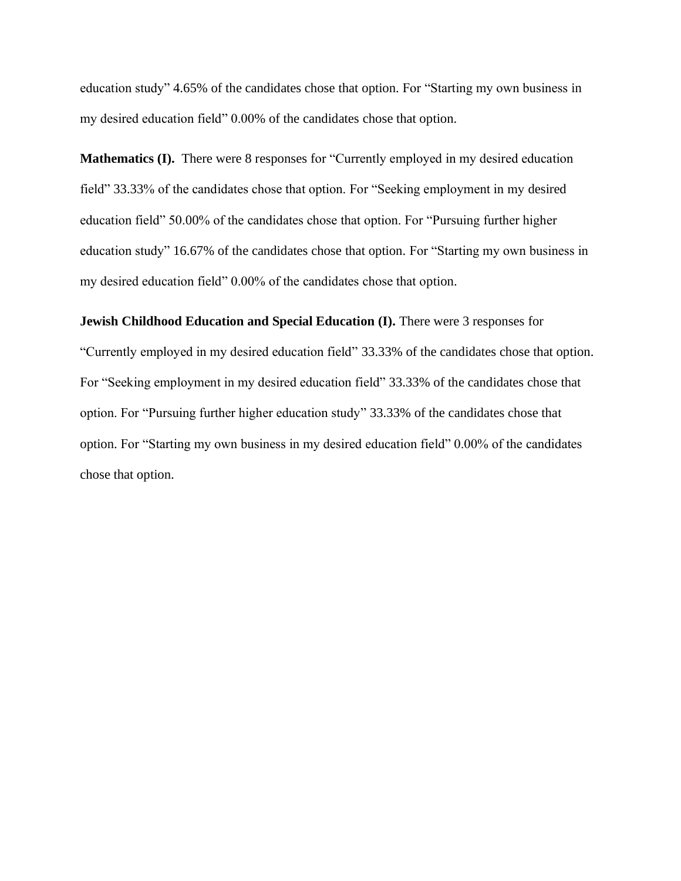education study" 4.65% of the candidates chose that option. For "Starting my own business in my desired education field" 0.00% of the candidates chose that option.

**Mathematics (I).** There were 8 responses for "Currently employed in my desired education field" 33.33% of the candidates chose that option. For "Seeking employment in my desired education field" 50.00% of the candidates chose that option. For "Pursuing further higher education study" 16.67% of the candidates chose that option. For "Starting my own business in my desired education field" 0.00% of the candidates chose that option.

**Jewish Childhood Education and Special Education (I).** There were 3 responses for "Currently employed in my desired education field" 33.33% of the candidates chose that option. For "Seeking employment in my desired education field" 33.33% of the candidates chose that option. For "Pursuing further higher education study" 33.33% of the candidates chose that option. For "Starting my own business in my desired education field" 0.00% of the candidates chose that option.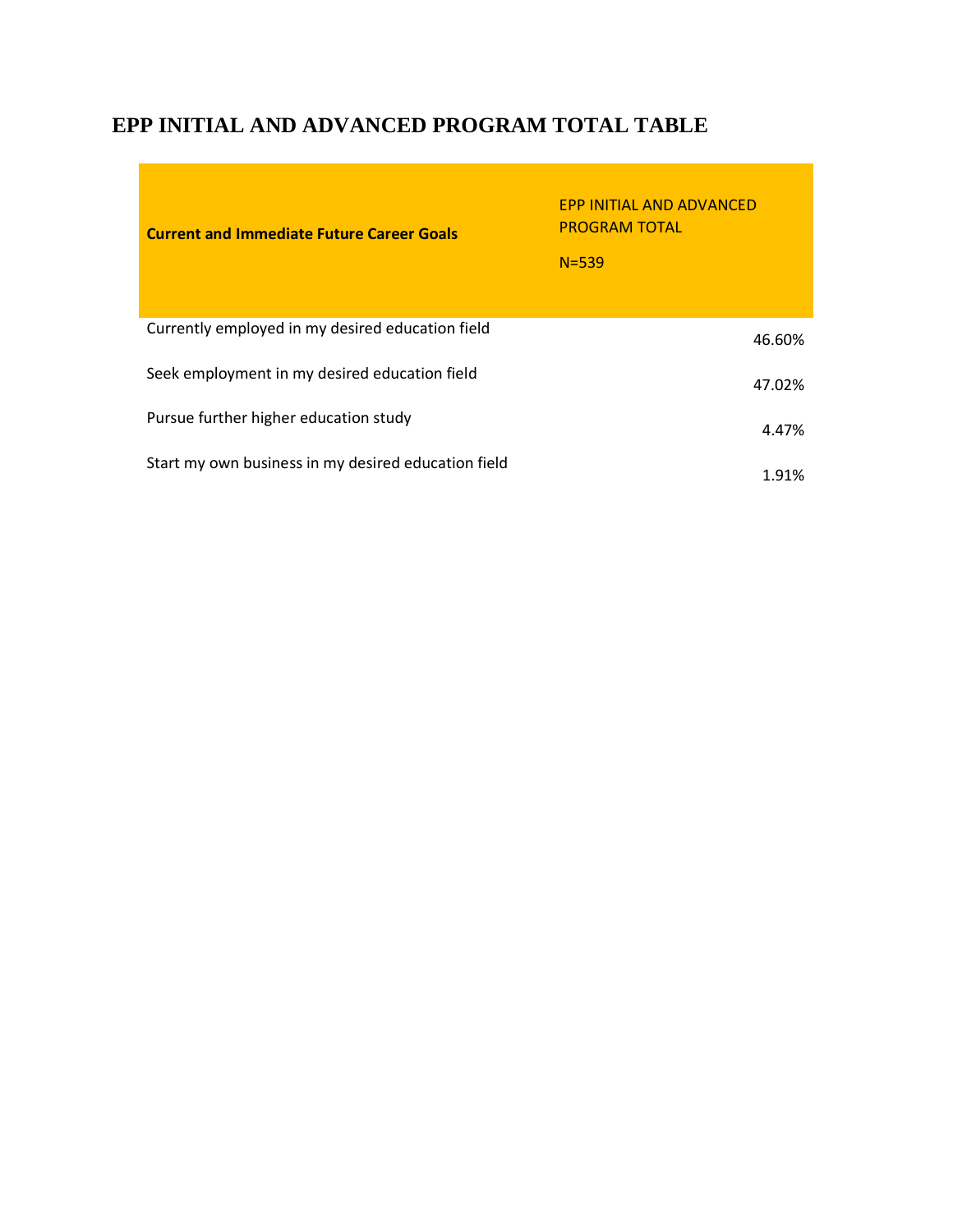## EPP INITIAL AND ADVANCED PROGRAM TOTAL TABLE

| **Current and Immediate Future Career Goals** | EPP INITIAL AND ADVANCED PROGRAM TOTAL N=539 |
|---|---|
| Currently employed in my desired education field | 46.60% |
| Seek employment in my desired education field | 47.02% |
| Pursue further higher education study | 4.47% |
| Start my own business in my desired education field | 1.91% |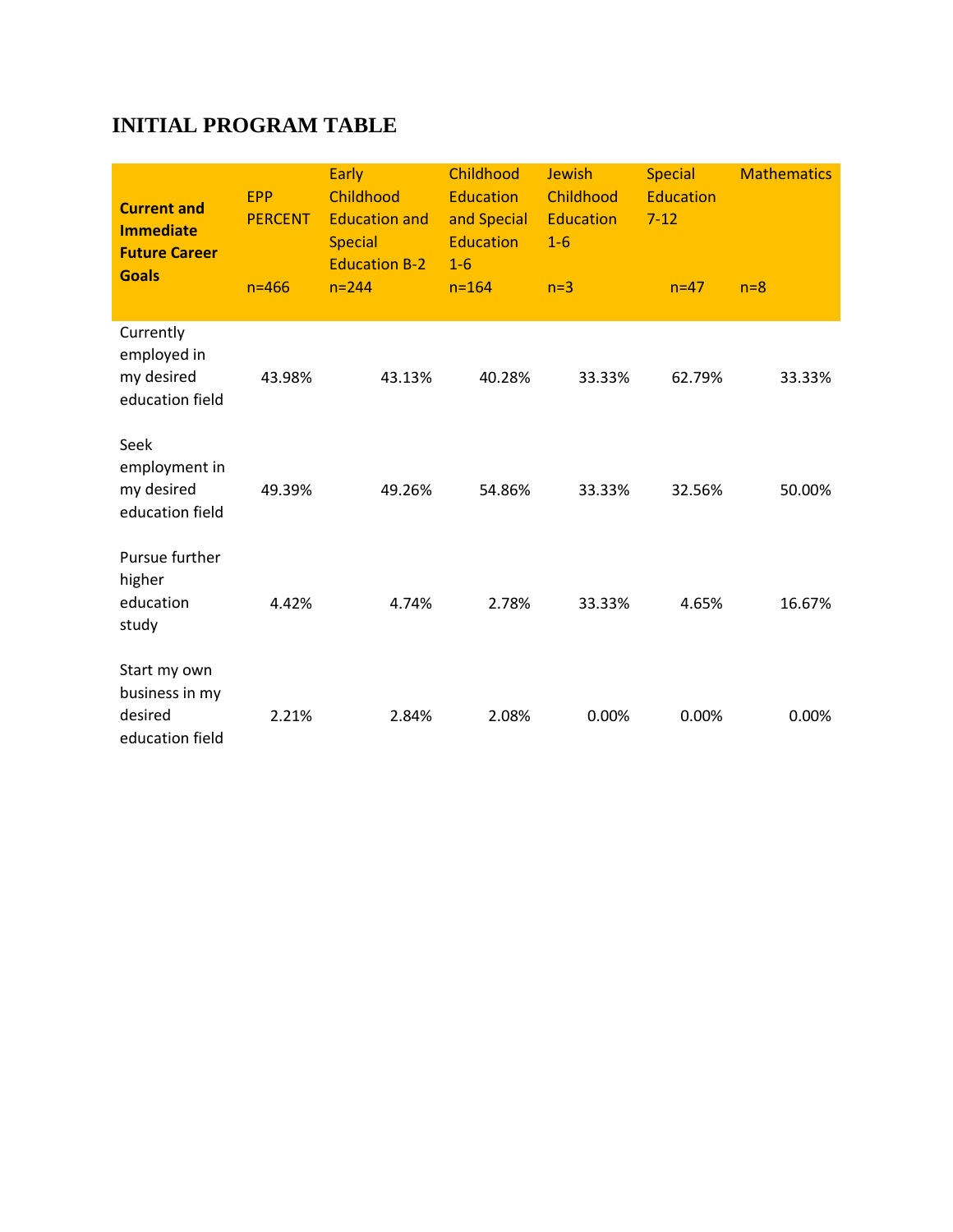## INITIAL PROGRAM TABLE

| Current and Immediate Future Career Goals | EPP PERCENT n=466 | Early Childhood Education and Special Education B-2 n=244 | Childhood Education and Special Education 1-6 n=164 | Jewish Childhood Education 1-6 n=3 | Special Education 7-12 n=47 | Mathematics n=8 |
|---|---|---|---|---|---|---|
| Currently employed in my desired education field | 43.98% | 43.13% | 40.28% | 33.33% | 62.79% | 33.33% |
| Seek employment in my desired education field | 49.39% | 49.26% | 54.86% | 33.33% | 32.56% | 50.00% |
| Pursue further higher education study | 4.42% | 4.74% | 2.78% | 33.33% | 4.65% | 16.67% |
| Start my own business in my desired education field | 2.21% | 2.84% | 2.08% | 0.00% | 0.00% | 0.00% |